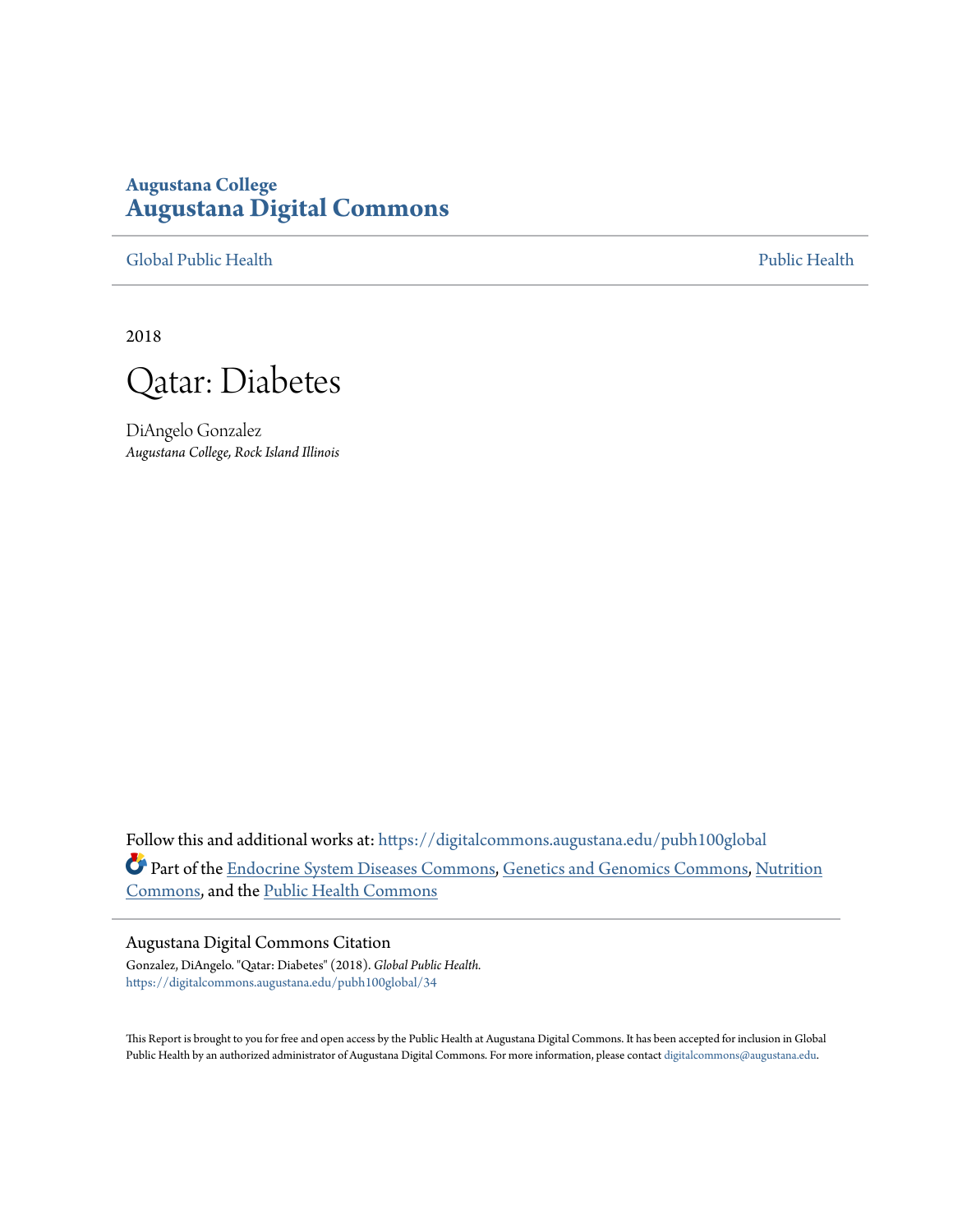**Augustana College**
**Augustana Digital Commons**

Global Public Health | Public Health

2018

# Qatar: Diabetes

DiAngelo Gonzalez
*Augustana College, Rock Island Illinois*

Follow this and additional works at: https://digitalcommons.augustana.edu/pubh100global

Part of the Endocrine System Diseases Commons, Genetics and Genomics Commons, Nutrition Commons, and the Public Health Commons

## Augustana Digital Commons Citation

Gonzalez, DiAngelo. "Qatar: Diabetes" (2018). *Global Public Health.*
https://digitalcommons.augustana.edu/pubh100global/34

This Report is brought to you for free and open access by the Public Health at Augustana Digital Commons. It has been accepted for inclusion in Global Public Health by an authorized administrator of Augustana Digital Commons. For more information, please contact digitalcommons@augustana.edu.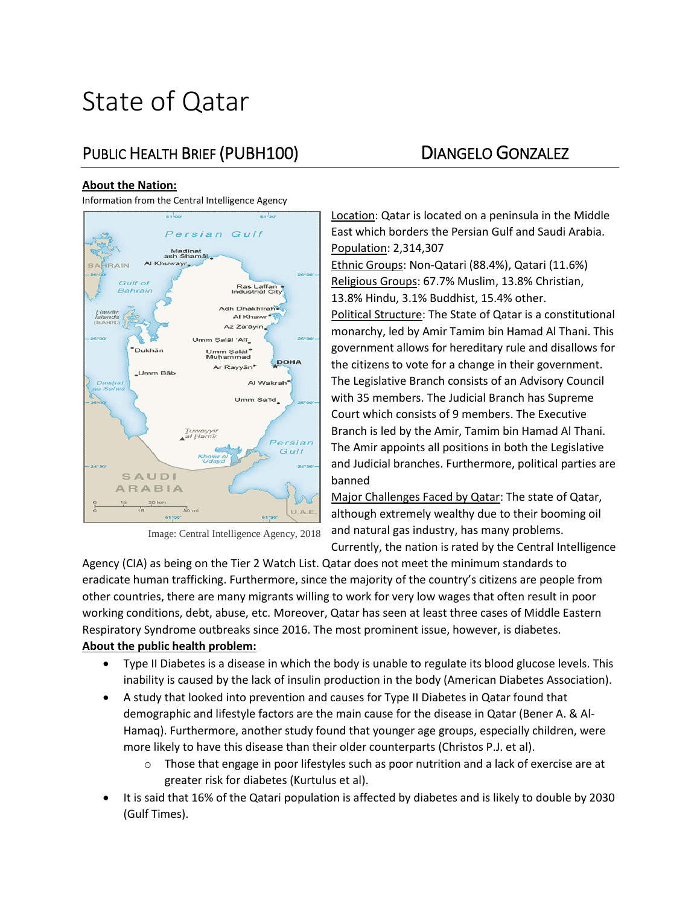# State of Qatar

## PUBLIC HEALTH BRIEF (PUBH100) DIANGELO GONZALEZ

**About the Nation:**

Information from the Central Intelligence Agency

Image: Central Intelligence Agency, 2018

Location: Qatar is located on a peninsula in the Middle East which borders the Persian Gulf and Saudi Arabia.
Population: 2,314,307
Ethnic Groups: Non-Qatari (88.4%), Qatari (11.6%)
Religious Groups: 67.7% Muslim, 13.8% Christian, 13.8% Hindu, 3.1% Buddhist, 15.4% other.
Political Structure: The State of Qatar is a constitutional monarchy, led by Amir Tamim bin Hamad Al Thani. This government allows for hereditary rule and disallows for the citizens to vote for a change in their government. The Legislative Branch consists of an Advisory Council with 35 members. The Judicial Branch has Supreme Court which consists of 9 members. The Executive Branch is led by the Amir, Tamim bin Hamad Al Thani. The Amir appoints all positions in both the Legislative and Judicial branches. Furthermore, political parties are banned
Major Challenges Faced by Qatar: The state of Qatar, although extremely wealthy due to their booming oil and natural gas industry, has many problems. Currently, the nation is rated by the Central Intelligence Agency (CIA) as being on the Tier 2 Watch List. Qatar does not meet the minimum standards to eradicate human trafficking. Furthermore, since the majority of the country's citizens are people from other countries, there are many migrants willing to work for very low wages that often result in poor working conditions, debt, abuse, etc. Moreover, Qatar has seen at least three cases of Middle Eastern Respiratory Syndrome outbreaks since 2016. The most prominent issue, however, is diabetes.

**About the public health problem:**

- Type II Diabetes is a disease in which the body is unable to regulate its blood glucose levels. This inability is caused by the lack of insulin production in the body (American Diabetes Association).
- A study that looked into prevention and causes for Type II Diabetes in Qatar found that demographic and lifestyle factors are the main cause for the disease in Qatar (Bener A. & Al-Hamaq). Furthermore, another study found that younger age groups, especially children, were more likely to have this disease than their older counterparts (Christos P.J. et al).
    - Those that engage in poor lifestyles such as poor nutrition and a lack of exercise are at greater risk for diabetes (Kurtulus et al).
- It is said that 16% of the Qatari population is affected by diabetes and is likely to double by 2030 (Gulf Times).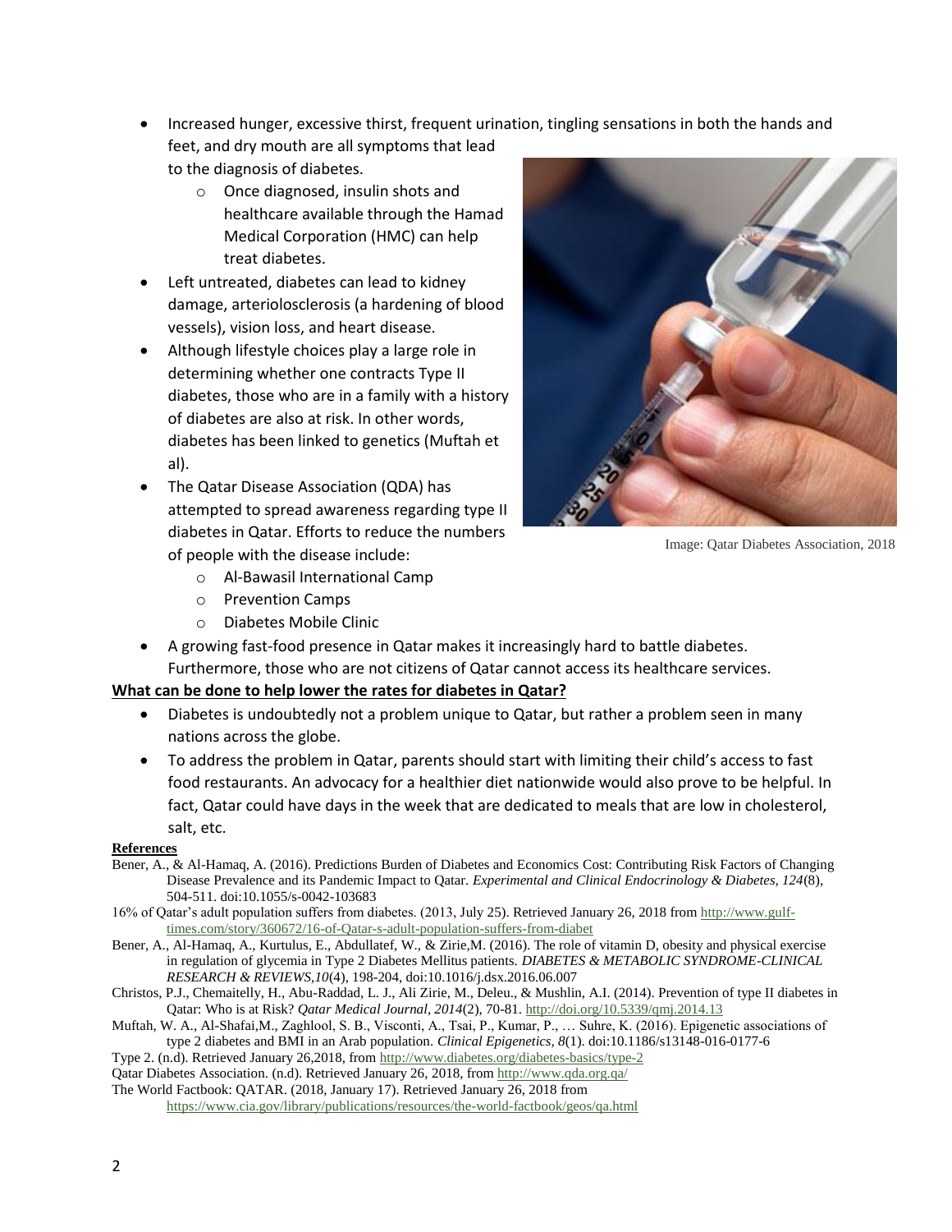- Increased hunger, excessive thirst, frequent urination, tingling sensations in both the hands and feet, and dry mouth are all symptoms that lead to the diagnosis of diabetes.
  - Once diagnosed, insulin shots and healthcare available through the Hamad Medical Corporation (HMC) can help treat diabetes.
- Left untreated, diabetes can lead to kidney damage, arteriolosclerosis (a hardening of blood vessels), vision loss, and heart disease.
- Although lifestyle choices play a large role in determining whether one contracts Type II diabetes, those who are in a family with a history of diabetes are also at risk. In other words, diabetes has been linked to genetics (Muftah et al).
- The Qatar Disease Association (QDA) has attempted to spread awareness regarding type II diabetes in Qatar. Efforts to reduce the numbers of people with the disease include:
  - Al-Bawasil International Camp
  - Prevention Camps
  - Diabetes Mobile Clinic
- A growing fast-food presence in Qatar makes it increasingly hard to battle diabetes. Furthermore, those who are not citizens of Qatar cannot access its healthcare services.

Image: Qatar Diabetes Association, 2018

**What can be done to help lower the rates for diabetes in Qatar?**

- Diabetes is undoubtedly not a problem unique to Qatar, but rather a problem seen in many nations across the globe.
- To address the problem in Qatar, parents should start with limiting their child's access to fast food restaurants. An advocacy for a healthier diet nationwide would also prove to be helpful. In fact, Qatar could have days in the week that are dedicated to meals that are low in cholesterol, salt, etc.

**References**

Bener, A., & Al-Hamaq, A. (2016). Predictions Burden of Diabetes and Economics Cost: Contributing Risk Factors of Changing Disease Prevalence and its Pandemic Impact to Qatar. *Experimental and Clinical Endocrinology & Diabetes*, *124*(8), 504-511. doi:10.1055/s-0042-103683

16% of Qatar's adult population suffers from diabetes. (2013, July 25). Retrieved January 26, 2018 from http://www.gulf-times.com/story/360672/16-of-Qatar-s-adult-population-suffers-from-diabet

Bener, A., Al-Hamaq, A., Kurtulus, E., Abdullatef, W., & Zirie,M. (2016). The role of vitamin D, obesity and physical exercise in regulation of glycemia in Type 2 Diabetes Mellitus patients. *DIABETES & METABOLIC SYNDROME-CLINICAL RESEARCH & REVIEWS*,*10*(4), 198-204, doi:10.1016/j.dsx.2016.06.007

Christos, P.J., Chemaitelly, H., Abu-Raddad, L. J., Ali Zirie, M., Deleu., & Mushlin, A.I. (2014). Prevention of type II diabetes in Qatar: Who is at Risk? *Qatar Medical Journal*, *2014*(2), 70-81. http://doi.org/10.5339/qmj.2014.13

Muftah, W. A., Al-Shafai,M., Zaghlool, S. B., Visconti, A., Tsai, P., Kumar, P., … Suhre, K. (2016). Epigenetic associations of type 2 diabetes and BMI in an Arab population. *Clinical Epigenetics*, *8*(1). doi:10.1186/s13148-016-0177-6

Type 2. (n.d). Retrieved January 26,2018, from http://www.diabetes.org/diabetes-basics/type-2

Qatar Diabetes Association. (n.d). Retrieved January 26, 2018, from http://www.qda.org.qa/

The World Factbook: QATAR. (2018, January 17). Retrieved January 26, 2018 from https://www.cia.gov/library/publications/resources/the-world-factbook/geos/qa.html